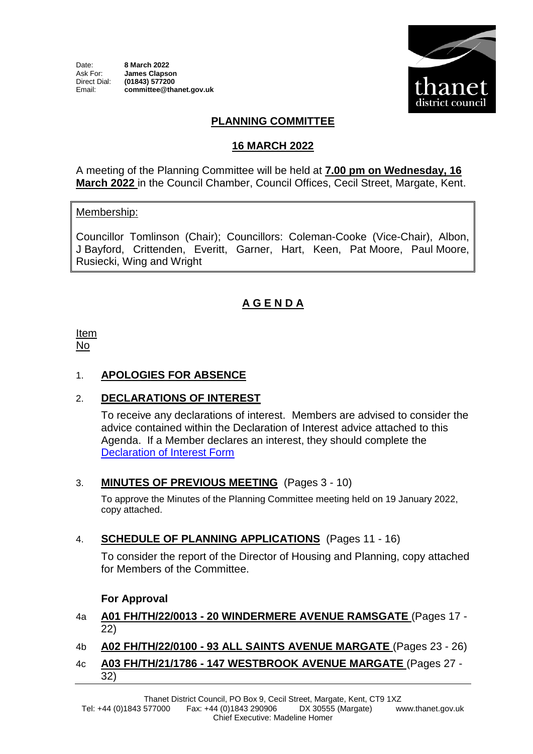Date: **8 March 2022**
Ask For: **James Clapson**
Direct Dial: **(01843) 577200**
Email: **committee@thanet.gov.uk**

thanet district council

# PLANNING COMMITTEE

## 16 MARCH 2022

A meeting of the Planning Committee will be held at **7.00 pm on Wednesday, 16 March 2022** in the Council Chamber, Council Offices, Cecil Street, Margate, Kent.

Membership:

Councillor Tomlinson (Chair); Councillors: Coleman-Cooke (Vice-Chair), Albon, J Bayford, Crittenden, Everitt, Garner, Hart, Keen, Pat Moore, Paul Moore, Rusiecki, Wing and Wright

## A G E N D A

Item No

1. **APOLOGIES FOR ABSENCE**

2. **DECLARATIONS OF INTEREST**

   To receive any declarations of interest. Members are advised to consider the advice contained within the Declaration of Interest advice attached to this Agenda. If a Member declares an interest, they should complete the Declaration of Interest Form

3. **MINUTES OF PREVIOUS MEETING** (Pages 3 - 10)

   To approve the Minutes of the Planning Committee meeting held on 19 January 2022, copy attached.

4. **SCHEDULE OF PLANNING APPLICATIONS** (Pages 11 - 16)

   To consider the report of the Director of Housing and Planning, copy attached for Members of the Committee.

   **For Approval**

4a **A01 FH/TH/22/0013 - 20 WINDERMERE AVENUE RAMSGATE** (Pages 17 - 22)

4b **A02 FH/TH/22/0100 - 93 ALL SAINTS AVENUE MARGATE** (Pages 23 - 26)

4c **A03 FH/TH/21/1786 - 147 WESTBROOK AVENUE MARGATE** (Pages 27 - 32)

Thanet District Council, PO Box 9, Cecil Street, Margate, Kent, CT9 1XZ
Tel: +44 (0)1843 577000 Fax: +44 (0)1843 290906 DX 30555 (Margate) www.thanet.gov.uk
Chief Executive: Madeline Homer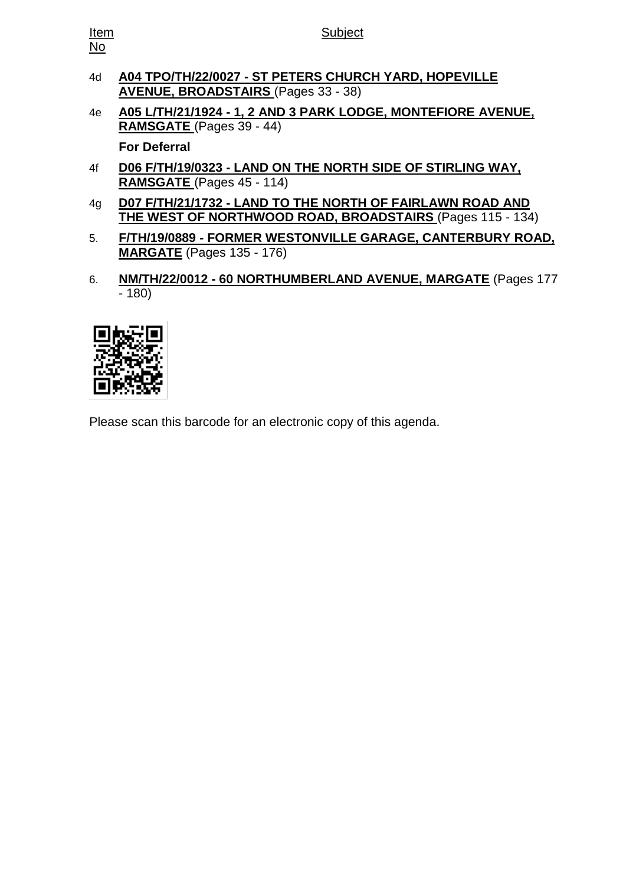| Item No | Subject |
| --- | --- |
| 4d | **A04 TPO/TH/22/0027 - ST PETERS CHURCH YARD, HOPEVILLE AVENUE, BROADSTAIRS** (Pages 33 - 38) |
| 4e | **A05 L/TH/21/1924 - 1, 2 AND 3 PARK LODGE, MONTEFIORE AVENUE, RAMSGATE** (Pages 39 - 44) |
| | **For Deferral** |
| 4f | **D06 F/TH/19/0323 - LAND ON THE NORTH SIDE OF STIRLING WAY, RAMSGATE** (Pages 45 - 114) |
| 4g | **D07 F/TH/21/1732 - LAND TO THE NORTH OF FAIRLAWN ROAD AND THE WEST OF NORTHWOOD ROAD, BROADSTAIRS** (Pages 115 - 134) |
| 5. | **F/TH/19/0889 - FORMER WESTONVILLE GARAGE, CANTERBURY ROAD, MARGATE** (Pages 135 - 176) |
| 6. | **NM/TH/22/0012 - 60 NORTHUMBERLAND AVENUE, MARGATE** (Pages 177 - 180) |

Please scan this barcode for an electronic copy of this agenda.